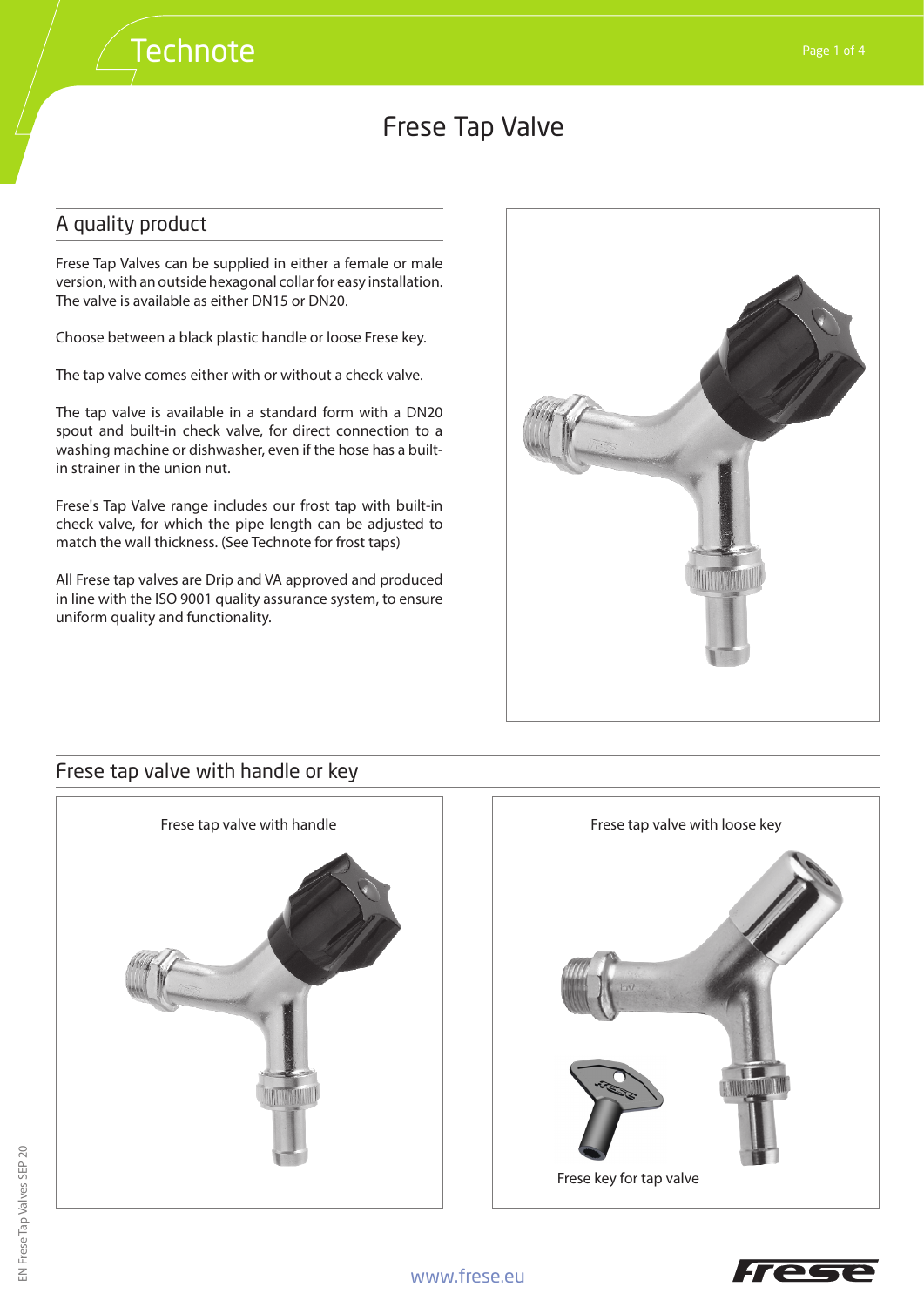# Frese Tap Valve

## A quality product

Frese Tap Valves can be supplied in either a female or male version, with an outside hexagonal collar for easy installation. The valve is available as either DN15 or DN20.

Choose between a black plastic handle or loose Frese key.

The tap valve comes either with or without a check valve.

The tap valve is available in a standard form with a DN20 spout and built-in check valve, for direct connection to a washing machine or dishwasher, even if the hose has a built-in strainer in the union nut.

Frese's Tap Valve range includes our frost tap with built-in check valve, for which the pipe length can be adjusted to match the wall thickness. (See Technote for frost taps)

All Frese tap valves are Drip and VA approved and produced in line with the ISO 9001 quality assurance system, to ensure uniform quality and functionality.

## Frese tap valve with handle or key

Frese tap valve with handle

Frese tap valve with loose key

Frese key for tap valve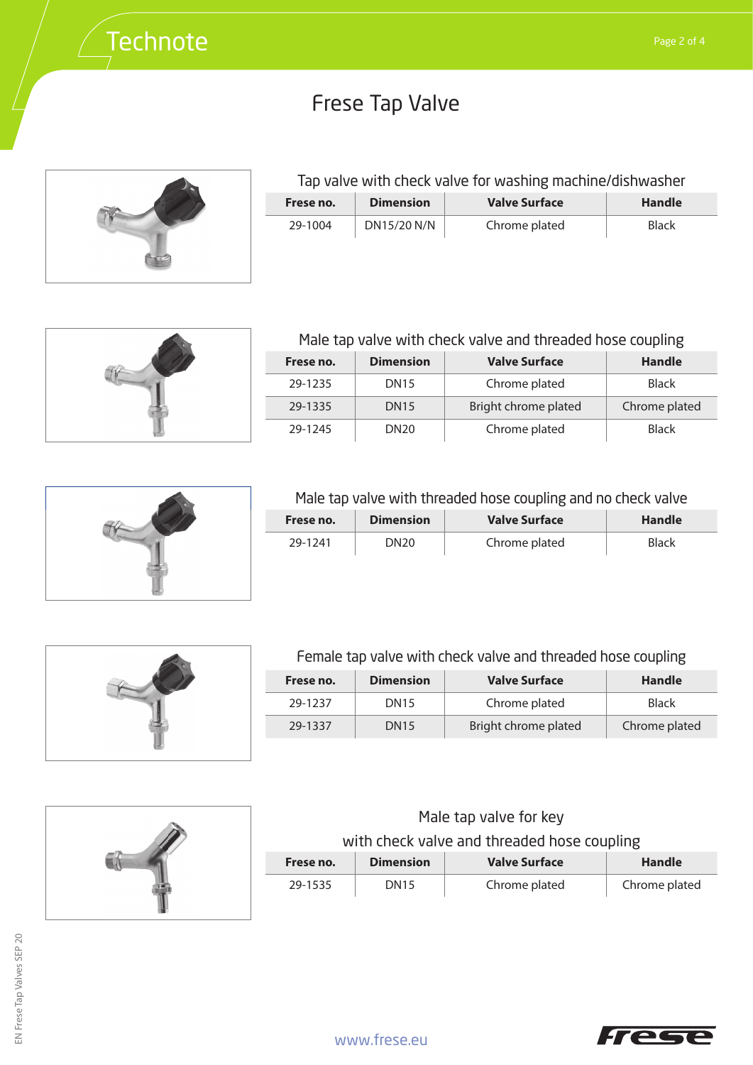# Frese Tap Valve

## Tap valve with check valve for washing machine/dishwasher

| Frese no. | Dimension | Valve Surface | Handle |
|---|---|---|---|
| 29-1004 | DN15/20 N/N | Chrome plated | Black |

## Male tap valve with check valve and threaded hose coupling

| Frese no. | Dimension | Valve Surface | Handle |
|---|---|---|---|
| 29-1235 | DN15 | Chrome plated | Black |
| 29-1335 | DN15 | Bright chrome plated | Chrome plated |
| 29-1245 | DN20 | Chrome plated | Black |

## Male tap valve with threaded hose coupling and no check valve

| Frese no. | Dimension | Valve Surface | Handle |
|---|---|---|---|
| 29-1241 | DN20 | Chrome plated | Black |

## Female tap valve with check valve and threaded hose coupling

| Frese no. | Dimension | Valve Surface | Handle |
|---|---|---|---|
| 29-1237 | DN15 | Chrome plated | Black |
| 29-1337 | DN15 | Bright chrome plated | Chrome plated |

## Male tap valve for key with check valve and threaded hose coupling

| Frese no. | Dimension | Valve Surface | Handle |
|---|---|---|---|
| 29-1535 | DN15 | Chrome plated | Chrome plated |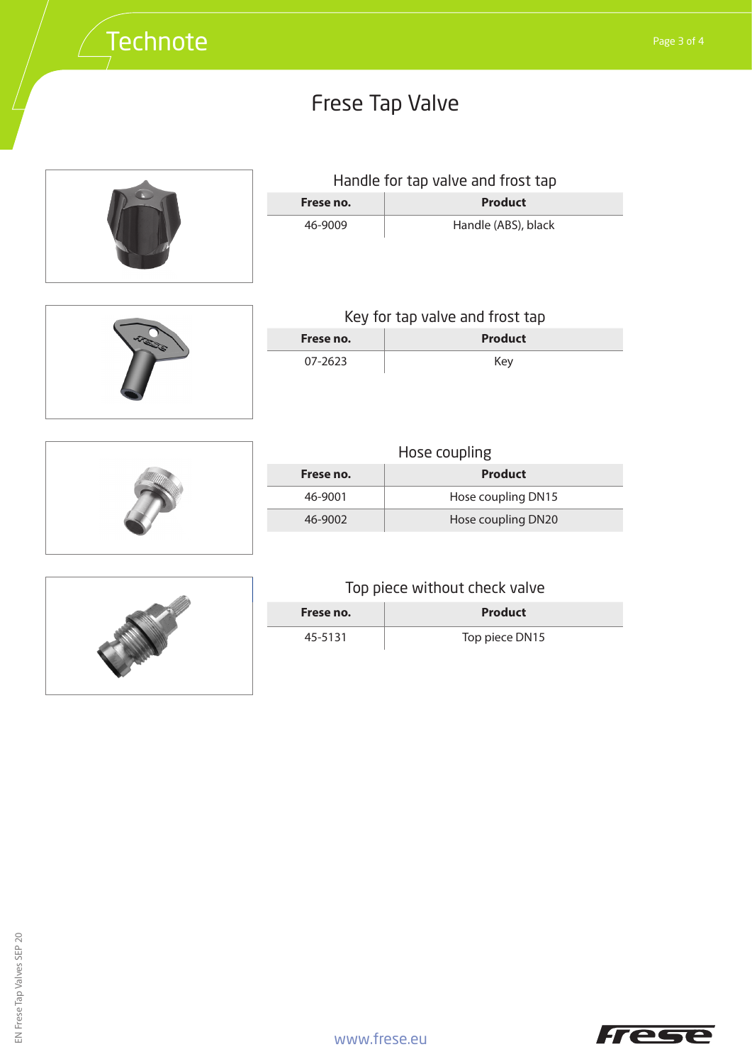# Frese Tap Valve

## Handle for tap valve and frost tap

| Frese no. | Product |
|---|---|
| 46-9009 | Handle (ABS), black |

## Key for tap valve and frost tap

| Frese no. | Product |
|---|---|
| 07-2623 | Key |

## Hose coupling

| Frese no. | Product |
|---|---|
| 46-9001 | Hose coupling DN15 |
| 46-9002 | Hose coupling DN20 |

## Top piece without check valve

| Frese no. | Product |
|---|---|
| 45-5131 | Top piece DN15 |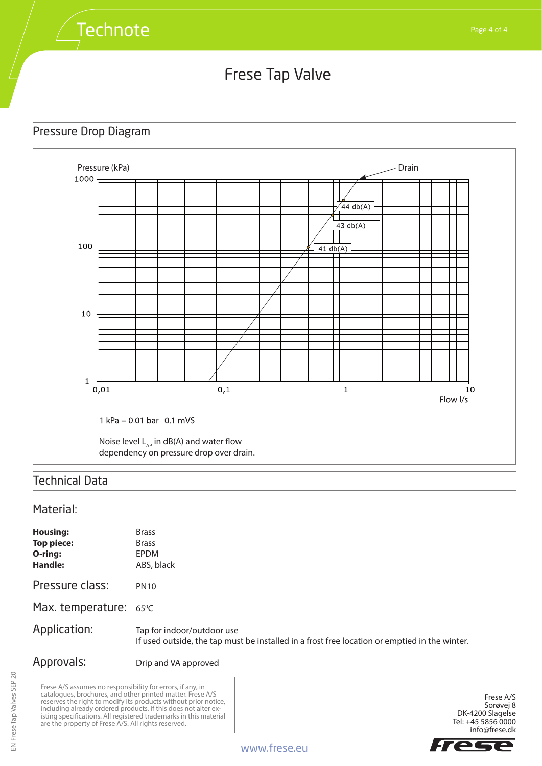# Frese Tap Valve

## Pressure Drop Diagram

Pressure (kPa)

Drain

1000

44 db(A)

43 db(A)

100

41 db(A)

10

1

0,01

0,1

1

10

Flow l/s

1 kPa = 0.01 bar   0.1 mVS

Noise level $L_{AP}$ in dB(A) and water flow dependency on pressure drop over drain.

## Technical Data

### Material:

| | |
|---|---|
| **Housing:** | Brass |
| **Top piece:** | Brass |
| **O-ring:** | EPDM |
| **Handle:** | ABS, black |

### Pressure class:
PN10

### Max. temperature:
65°C

### Application:
Tap for indoor/outdoor use
If used outside, the tap must be installed in a frost free location or emptied in the winter.

### Approvals:
Drip and VA approved

Frese A/S assumes no responsibility for errors, if any, in catalogues, brochures, and other printed matter. Frese A/S reserves the right to modify its products without prior notice, including already ordered products, if this does not alter existing specifications. All registered trademarks in this material are the property of Frese A/S. All rights reserved.

Frese A/S
Sorøvej 8
DK-4200 Slagelse
Tel: +45 5856 0000
info@frese.dk

www.frese.eu

EN Frese Tap Valves SEP 20